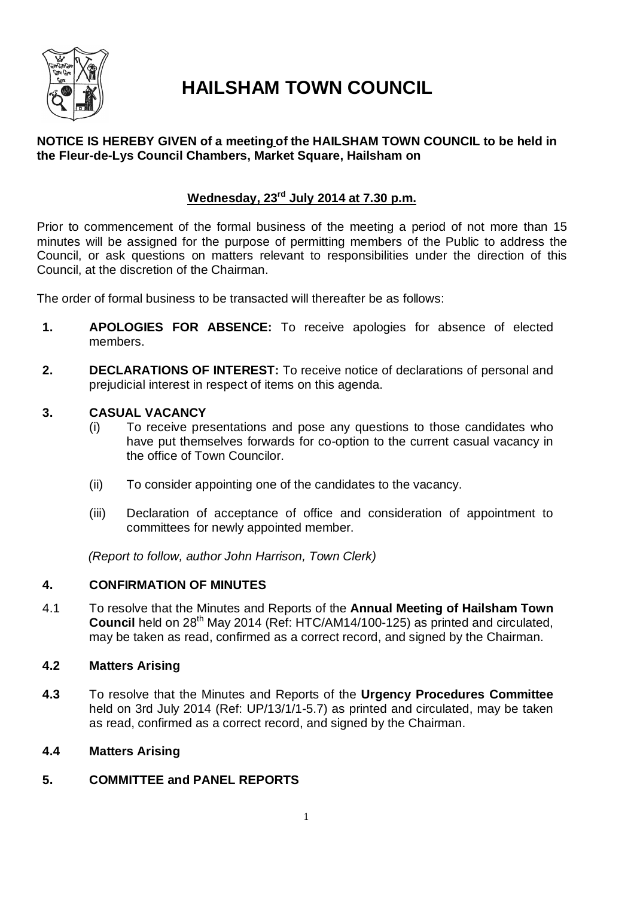# HAILSHAM TOWN COUNCIL

**NOTICE IS HEREBY GIVEN of a meeting of the HAILSHAM TOWN COUNCIL to be held in the Fleur-de-Lys Council Chambers, Market Square, Hailsham on**

**Wednesday, 23rd July 2014 at 7.30 p.m.**

Prior to commencement of the formal business of the meeting a period of not more than 15 minutes will be assigned for the purpose of permitting members of the Public to address the Council, or ask questions on matters relevant to responsibilities under the direction of this Council, at the discretion of the Chairman.

The order of formal business to be transacted will thereafter be as follows:

**1. APOLOGIES FOR ABSENCE:** To receive apologies for absence of elected members.

**2. DECLARATIONS OF INTEREST:** To receive notice of declarations of personal and prejudicial interest in respect of items on this agenda.

**3. CASUAL VACANCY**

(i) To receive presentations and pose any questions to those candidates who have put themselves forwards for co-option to the current casual vacancy in the office of Town Councilor.

(ii) To consider appointing one of the candidates to the vacancy.

(iii) Declaration of acceptance of office and consideration of appointment to committees for newly appointed member.

*(Report to follow, author John Harrison, Town Clerk)*

**4. CONFIRMATION OF MINUTES**

4.1 To resolve that the Minutes and Reports of the **Annual Meeting of Hailsham Town Council** held on 28th May 2014 (Ref: HTC/AM14/100-125) as printed and circulated, may be taken as read, confirmed as a correct record, and signed by the Chairman.

**4.2 Matters Arising**

**4.3** To resolve that the Minutes and Reports of the **Urgency Procedures Committee** held on 3rd July 2014 (Ref: UP/13/1/1-5.7) as printed and circulated, may be taken as read, confirmed as a correct record, and signed by the Chairman.

**4.4 Matters Arising**

**5. COMMITTEE and PANEL REPORTS**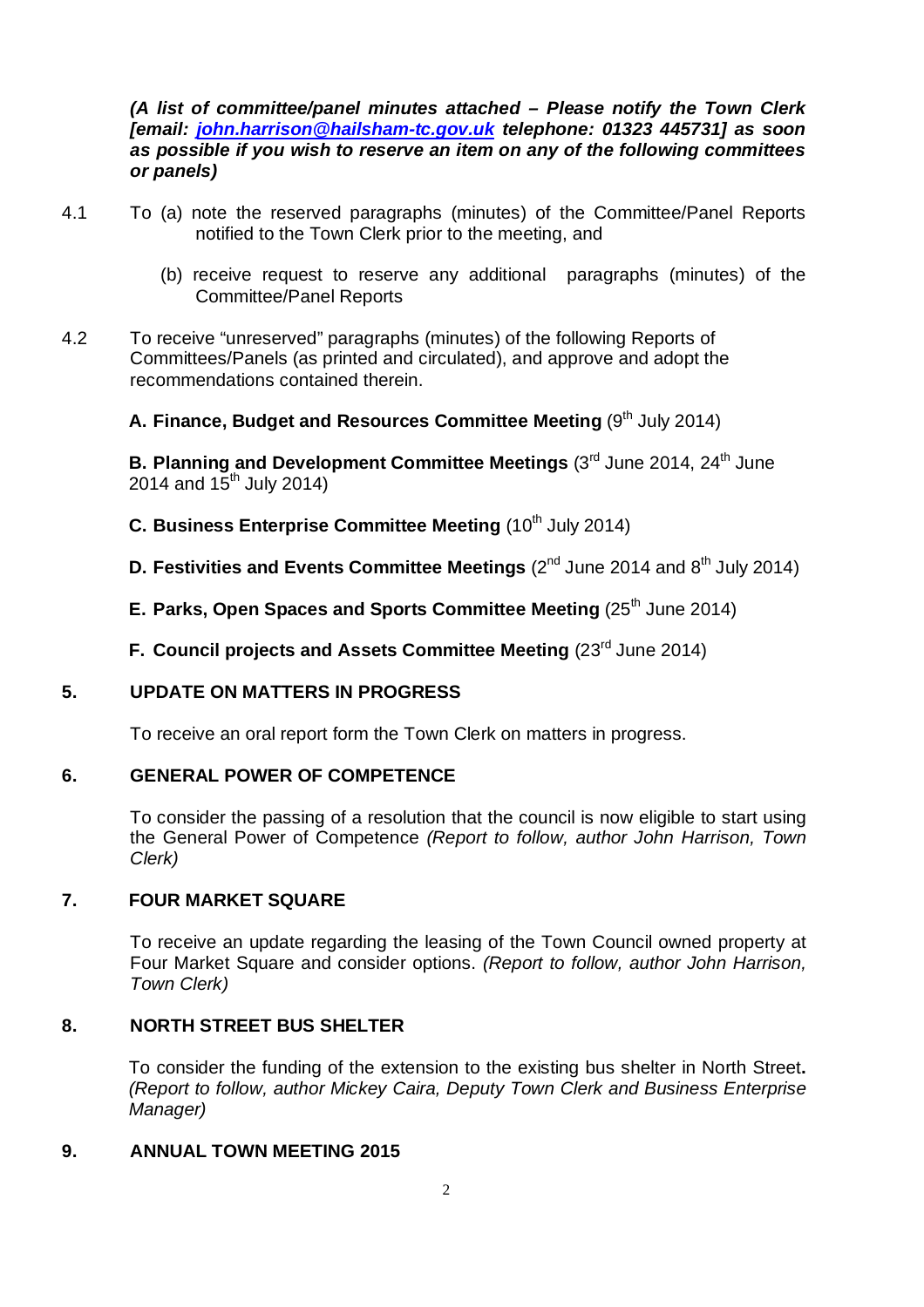***(A list of committee/panel minutes attached – Please notify the Town Clerk [email: [john.harrison@hailsham-tc.gov.uk](mailto:john.harrison@hailsham-tc.gov.uk) telephone: 01323 445731] as soon as possible if you wish to reserve an item on any of the following committees or panels)***

4.1 To (a) note the reserved paragraphs (minutes) of the Committee/Panel Reports notified to the Town Clerk prior to the meeting, and

(b) receive request to reserve any additional paragraphs (minutes) of the Committee/Panel Reports

4.2 To receive "unreserved" paragraphs (minutes) of the following Reports of Committees/Panels (as printed and circulated), and approve and adopt the recommendations contained therein.

**A. Finance, Budget and Resources Committee Meeting** (9th July 2014)

**B. Planning and Development Committee Meetings** (3rd June 2014, 24th June 2014 and 15th July 2014)

**C. Business Enterprise Committee Meeting** (10th July 2014)

**D. Festivities and Events Committee Meetings** (2nd June 2014 and 8th July 2014)

**E. Parks, Open Spaces and Sports Committee Meeting** (25th June 2014)

**F. Council projects and Assets Committee Meeting** (23rd June 2014)

## 5. UPDATE ON MATTERS IN PROGRESS

To receive an oral report form the Town Clerk on matters in progress.

## 6. GENERAL POWER OF COMPETENCE

To consider the passing of a resolution that the council is now eligible to start using the General Power of Competence *(Report to follow, author John Harrison, Town Clerk)*

## 7. FOUR MARKET SQUARE

To receive an update regarding the leasing of the Town Council owned property at Four Market Square and consider options. *(Report to follow, author John Harrison, Town Clerk)*

## 8. NORTH STREET BUS SHELTER

To consider the funding of the extension to the existing bus shelter in North Street**.** *(Report to follow, author Mickey Caira, Deputy Town Clerk and Business Enterprise Manager)*

## 9. ANNUAL TOWN MEETING 2015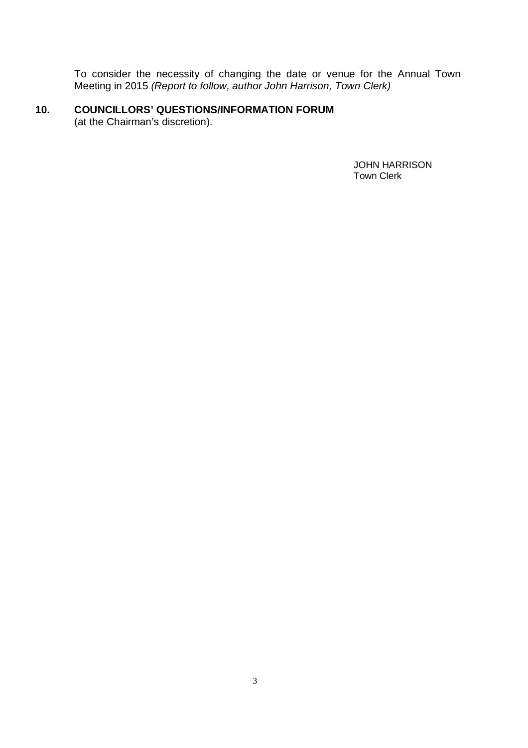To consider the necessity of changing the date or venue for the Annual Town Meeting in 2015 *(Report to follow, author John Harrison, Town Clerk)*

## 10. COUNCILLORS' QUESTIONS/INFORMATION FORUM

(at the Chairman's discretion).

JOHN HARRISON
Town Clerk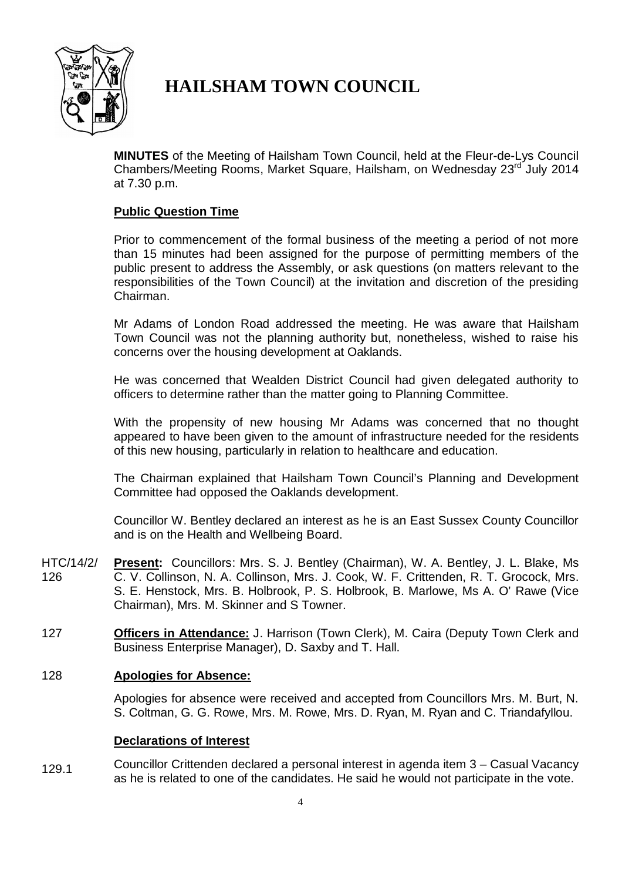# HAILSHAM TOWN COUNCIL

**MINUTES** of the Meeting of Hailsham Town Council, held at the Fleur-de-Lys Council Chambers/Meeting Rooms, Market Square, Hailsham, on Wednesday 23rd July 2014 at 7.30 p.m.

**Public Question Time**

Prior to commencement of the formal business of the meeting a period of not more than 15 minutes had been assigned for the purpose of permitting members of the public present to address the Assembly, or ask questions (on matters relevant to the responsibilities of the Town Council) at the invitation and discretion of the presiding Chairman.

Mr Adams of London Road addressed the meeting. He was aware that Hailsham Town Council was not the planning authority but, nonetheless, wished to raise his concerns over the housing development at Oaklands.

He was concerned that Wealden District Council had given delegated authority to officers to determine rather than the matter going to Planning Committee.

With the propensity of new housing Mr Adams was concerned that no thought appeared to have been given to the amount of infrastructure needed for the residents of this new housing, particularly in relation to healthcare and education.

The Chairman explained that Hailsham Town Council's Planning and Development Committee had opposed the Oaklands development.

Councillor W. Bentley declared an interest as he is an East Sussex County Councillor and is on the Health and Wellbeing Board.

HTC/14/2/126 **Present:** Councillors: Mrs. S. J. Bentley (Chairman), W. A. Bentley, J. L. Blake, Ms C. V. Collinson, N. A. Collinson, Mrs. J. Cook, W. F. Crittenden, R. T. Grocock, Mrs. S. E. Henstock, Mrs. B. Holbrook, P. S. Holbrook, B. Marlowe, Ms A. O' Rawe (Vice Chairman), Mrs. M. Skinner and S Towner.

127 **Officers in Attendance:** J. Harrison (Town Clerk), M. Caira (Deputy Town Clerk and Business Enterprise Manager), D. Saxby and T. Hall.

128 **Apologies for Absence:**

Apologies for absence were received and accepted from Councillors Mrs. M. Burt, N. S. Coltman, G. G. Rowe, Mrs. M. Rowe, Mrs. D. Ryan, M. Ryan and C. Triandafyllou.

**Declarations of Interest**

129.1 Councillor Crittenden declared a personal interest in agenda item 3 – Casual Vacancy as he is related to one of the candidates. He said he would not participate in the vote.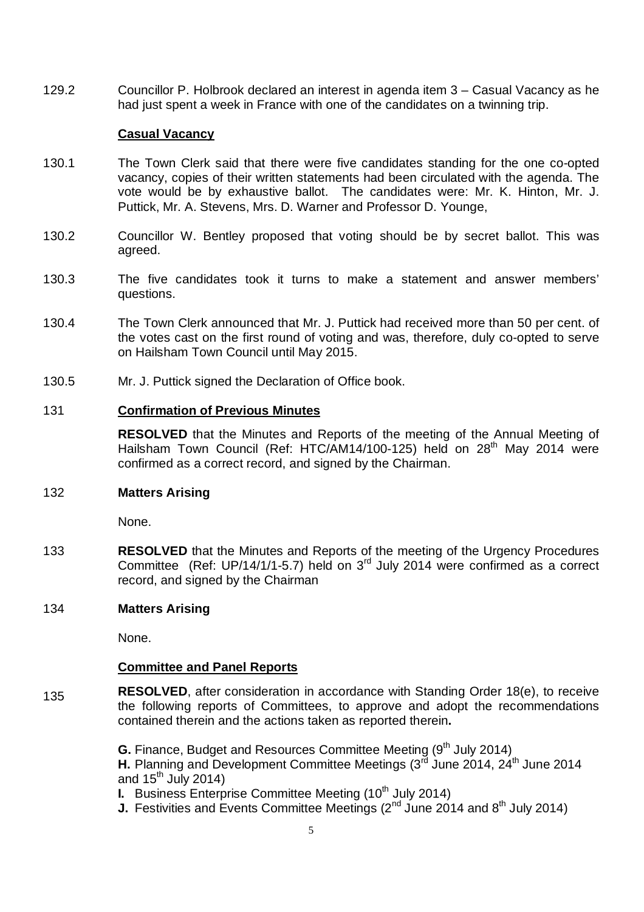129.2 Councillor P. Holbrook declared an interest in agenda item 3 – Casual Vacancy as he had just spent a week in France with one of the candidates on a twinning trip.

**Casual Vacancy**

130.1 The Town Clerk said that there were five candidates standing for the one co-opted vacancy, copies of their written statements had been circulated with the agenda. The vote would be by exhaustive ballot. The candidates were: Mr. K. Hinton, Mr. J. Puttick, Mr. A. Stevens, Mrs. D. Warner and Professor D. Younge,

130.2 Councillor W. Bentley proposed that voting should be by secret ballot. This was agreed.

130.3 The five candidates took it turns to make a statement and answer members' questions.

130.4 The Town Clerk announced that Mr. J. Puttick had received more than 50 per cent. of the votes cast on the first round of voting and was, therefore, duly co-opted to serve on Hailsham Town Council until May 2015.

130.5 Mr. J. Puttick signed the Declaration of Office book.

131 **Confirmation of Previous Minutes**

**RESOLVED** that the Minutes and Reports of the meeting of the Annual Meeting of Hailsham Town Council (Ref: HTC/AM14/100-125) held on 28th May 2014 were confirmed as a correct record, and signed by the Chairman.

132 **Matters Arising**

None.

133 **RESOLVED** that the Minutes and Reports of the meeting of the Urgency Procedures Committee (Ref: UP/14/1/1-5.7) held on 3rd July 2014 were confirmed as a correct record, and signed by the Chairman

134 **Matters Arising**

None.

**Committee and Panel Reports**

135 **RESOLVED**, after consideration in accordance with Standing Order 18(e), to receive the following reports of Committees, to approve and adopt the recommendations contained therein and the actions taken as reported therein**.**

**G.** Finance, Budget and Resources Committee Meeting (9th July 2014)
**H.** Planning and Development Committee Meetings (3rd June 2014, 24th June 2014 and 15th July 2014)
**I.** Business Enterprise Committee Meeting (10th July 2014)
**J.** Festivities and Events Committee Meetings (2nd June 2014 and 8th July 2014)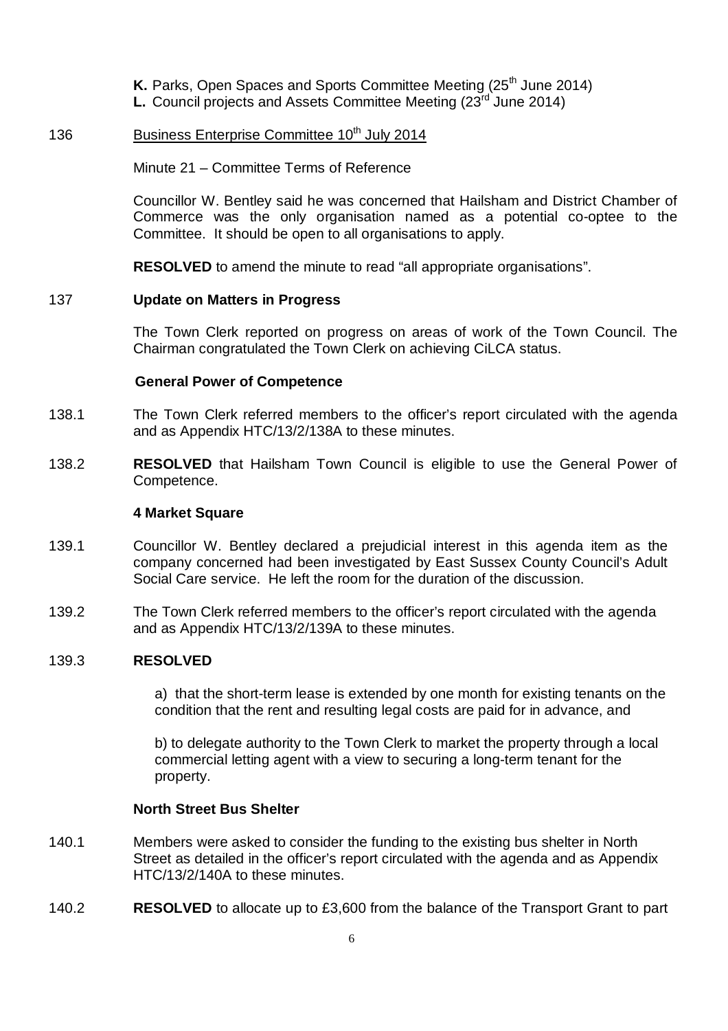**K.** Parks, Open Spaces and Sports Committee Meeting (25th June 2014)
**L.** Council projects and Assets Committee Meeting (23rd June 2014)

136 Business Enterprise Committee 10th July 2014

Minute 21 – Committee Terms of Reference

Councillor W. Bentley said he was concerned that Hailsham and District Chamber of Commerce was the only organisation named as a potential co-optee to the Committee. It should be open to all organisations to apply.

**RESOLVED** to amend the minute to read "all appropriate organisations".

137 **Update on Matters in Progress**

The Town Clerk reported on progress on areas of work of the Town Council. The Chairman congratulated the Town Clerk on achieving CiLCA status.

**General Power of Competence**

138.1 The Town Clerk referred members to the officer's report circulated with the agenda and as Appendix HTC/13/2/138A to these minutes.

138.2 **RESOLVED** that Hailsham Town Council is eligible to use the General Power of Competence.

**4 Market Square**

139.1 Councillor W. Bentley declared a prejudicial interest in this agenda item as the company concerned had been investigated by East Sussex County Council's Adult Social Care service. He left the room for the duration of the discussion.

139.2 The Town Clerk referred members to the officer's report circulated with the agenda and as Appendix HTC/13/2/139A to these minutes.

139.3 **RESOLVED**

a) that the short-term lease is extended by one month for existing tenants on the condition that the rent and resulting legal costs are paid for in advance, and

b) to delegate authority to the Town Clerk to market the property through a local commercial letting agent with a view to securing a long-term tenant for the property.

**North Street Bus Shelter**

140.1 Members were asked to consider the funding to the existing bus shelter in North Street as detailed in the officer's report circulated with the agenda and as Appendix HTC/13/2/140A to these minutes.

140.2 **RESOLVED** to allocate up to £3,600 from the balance of the Transport Grant to part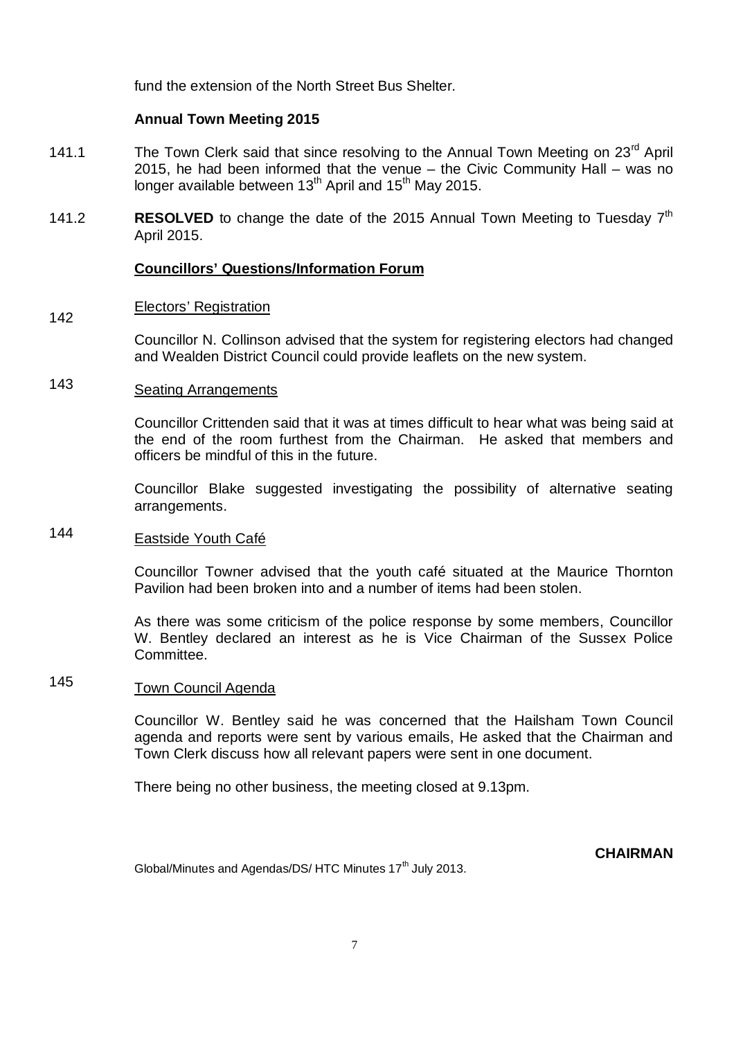fund the extension of the North Street Bus Shelter.

**Annual Town Meeting 2015**

141.1 The Town Clerk said that since resolving to the Annual Town Meeting on 23rd April 2015, he had been informed that the venue – the Civic Community Hall – was no longer available between 13th April and 15th May 2015.

141.2 **RESOLVED** to change the date of the 2015 Annual Town Meeting to Tuesday 7th April 2015.

**<u>Councillors' Questions/Information Forum</u>**

142 <u>Electors' Registration</u>

Councillor N. Collinson advised that the system for registering electors had changed and Wealden District Council could provide leaflets on the new system.

143 <u>Seating Arrangements</u>

Councillor Crittenden said that it was at times difficult to hear what was being said at the end of the room furthest from the Chairman. He asked that members and officers be mindful of this in the future.

Councillor Blake suggested investigating the possibility of alternative seating arrangements.

144 <u>Eastside Youth Café</u>

Councillor Towner advised that the youth café situated at the Maurice Thornton Pavilion had been broken into and a number of items had been stolen.

As there was some criticism of the police response by some members, Councillor W. Bentley declared an interest as he is Vice Chairman of the Sussex Police Committee.

145 <u>Town Council Agenda</u>

Councillor W. Bentley said he was concerned that the Hailsham Town Council agenda and reports were sent by various emails, He asked that the Chairman and Town Clerk discuss how all relevant papers were sent in one document.

There being no other business, the meeting closed at 9.13pm.

**CHAIRMAN**

Global/Minutes and Agendas/DS/ HTC Minutes 17th July 2013.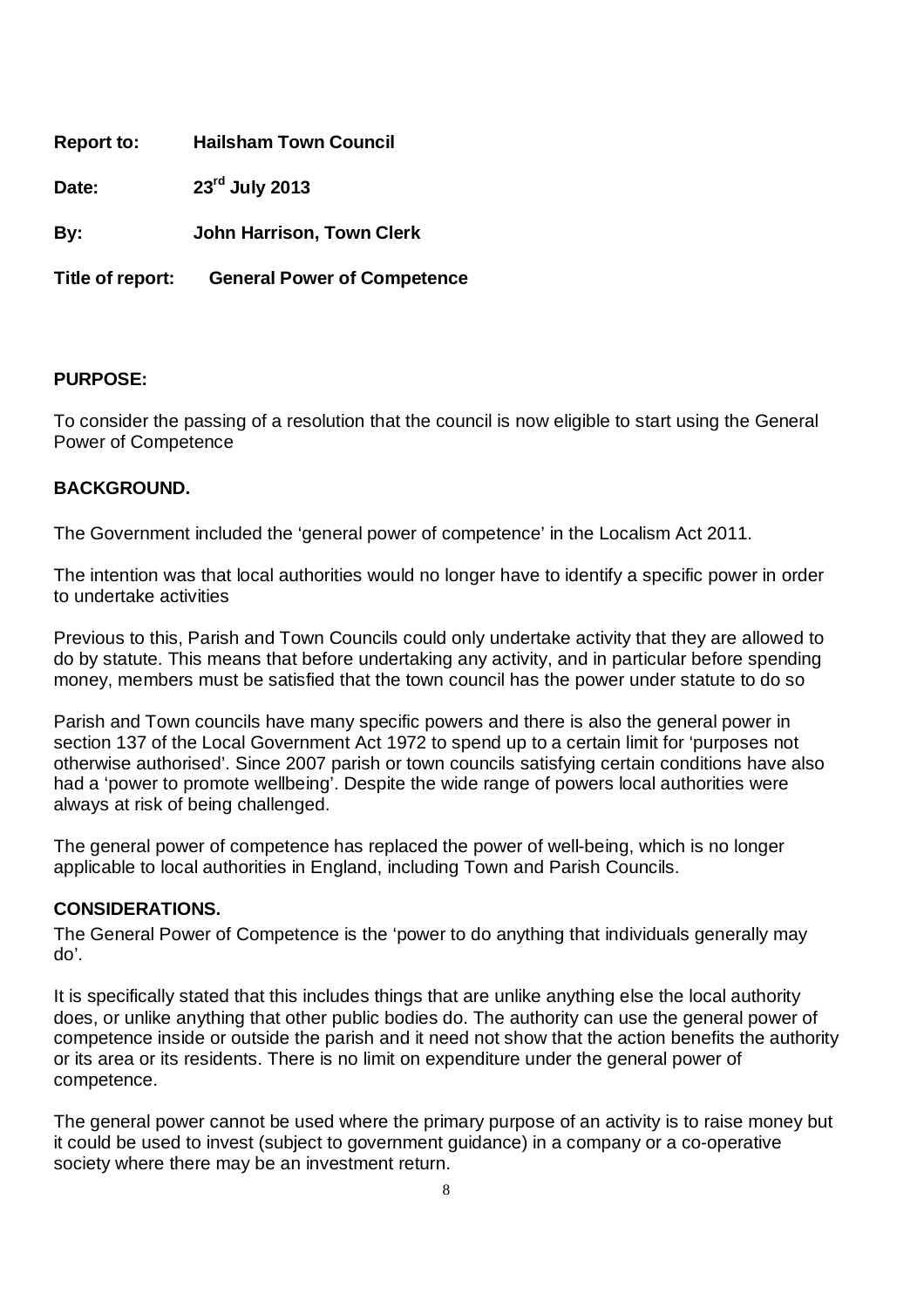**Report to:** **Hailsham Town Council**

**Date:** **23rd July 2013**

**By:** **John Harrison, Town Clerk**

**Title of report:** **General Power of Competence**

## PURPOSE:

To consider the passing of a resolution that the council is now eligible to start using the General Power of Competence

## BACKGROUND.

The Government included the 'general power of competence' in the Localism Act 2011.

The intention was that local authorities would no longer have to identify a specific power in order to undertake activities

Previous to this, Parish and Town Councils could only undertake activity that they are allowed to do by statute. This means that before undertaking any activity, and in particular before spending money, members must be satisfied that the town council has the power under statute to do so

Parish and Town councils have many specific powers and there is also the general power in section 137 of the Local Government Act 1972 to spend up to a certain limit for 'purposes not otherwise authorised'. Since 2007 parish or town councils satisfying certain conditions have also had a 'power to promote wellbeing'. Despite the wide range of powers local authorities were always at risk of being challenged.

The general power of competence has replaced the power of well-being, which is no longer applicable to local authorities in England, including Town and Parish Councils.

## CONSIDERATIONS.

The General Power of Competence is the 'power to do anything that individuals generally may do'.

It is specifically stated that this includes things that are unlike anything else the local authority does, or unlike anything that other public bodies do. The authority can use the general power of competence inside or outside the parish and it need not show that the action benefits the authority or its area or its residents. There is no limit on expenditure under the general power of competence.

The general power cannot be used where the primary purpose of an activity is to raise money but it could be used to invest (subject to government guidance) in a company or a co-operative society where there may be an investment return.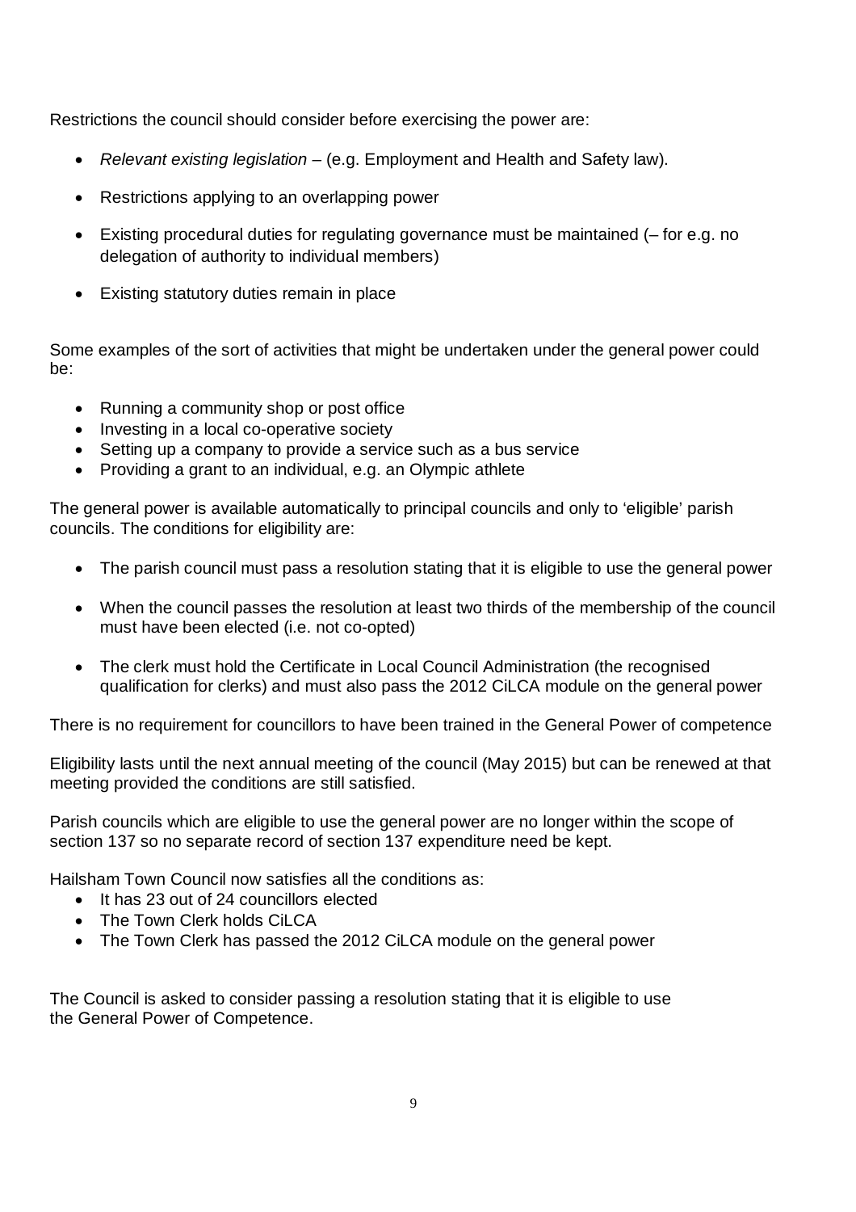Restrictions the council should consider before exercising the power are:

- *Relevant existing legislation* – (e.g. Employment and Health and Safety law).
- Restrictions applying to an overlapping power
- Existing procedural duties for regulating governance must be maintained (– for e.g. no delegation of authority to individual members)
- Existing statutory duties remain in place

Some examples of the sort of activities that might be undertaken under the general power could be:

- Running a community shop or post office
- Investing in a local co-operative society
- Setting up a company to provide a service such as a bus service
- Providing a grant to an individual, e.g. an Olympic athlete

The general power is available automatically to principal councils and only to 'eligible' parish councils. The conditions for eligibility are:

- The parish council must pass a resolution stating that it is eligible to use the general power
- When the council passes the resolution at least two thirds of the membership of the council must have been elected (i.e. not co-opted)
- The clerk must hold the Certificate in Local Council Administration (the recognised qualification for clerks) and must also pass the 2012 CiLCA module on the general power

There is no requirement for councillors to have been trained in the General Power of competence

Eligibility lasts until the next annual meeting of the council (May 2015) but can be renewed at that meeting provided the conditions are still satisfied.

Parish councils which are eligible to use the general power are no longer within the scope of section 137 so no separate record of section 137 expenditure need be kept.

Hailsham Town Council now satisfies all the conditions as:

- It has 23 out of 24 councillors elected
- The Town Clerk holds CiLCA
- The Town Clerk has passed the 2012 CiLCA module on the general power

The Council is asked to consider passing a resolution stating that it is eligible to use the General Power of Competence.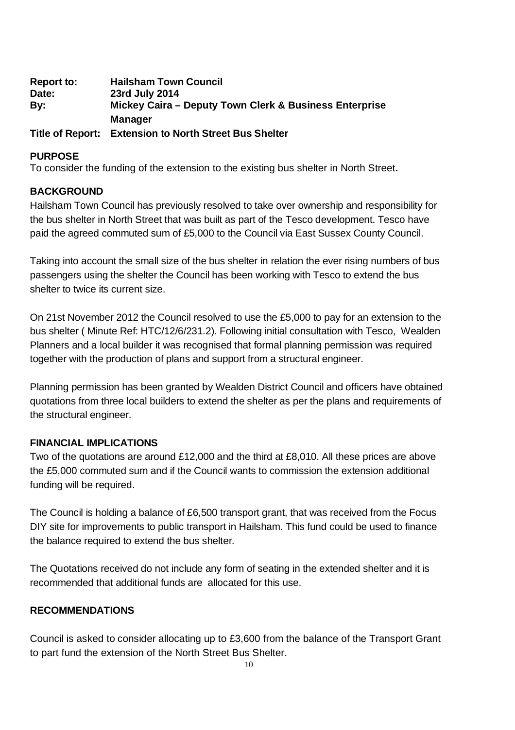**Report to:** **Hailsham Town Council**
**Date:** **23rd July 2014**
**By:** **Mickey Caira – Deputy Town Clerk & Business Enterprise Manager**
**Title of Report:** **Extension to North Street Bus Shelter**

## PURPOSE

To consider the funding of the extension to the existing bus shelter in North Street**.**

## BACKGROUND

Hailsham Town Council has previously resolved to take over ownership and responsibility for the bus shelter in North Street that was built as part of the Tesco development. Tesco have paid the agreed commuted sum of £5,000 to the Council via East Sussex County Council.

Taking into account the small size of the bus shelter in relation the ever rising numbers of bus passengers using the shelter the Council has been working with Tesco to extend the bus shelter to twice its current size.

On 21st November 2012 the Council resolved to use the £5,000 to pay for an extension to the bus shelter ( Minute Ref: HTC/12/6/231.2). Following initial consultation with Tesco, Wealden Planners and a local builder it was recognised that formal planning permission was required together with the production of plans and support from a structural engineer.

Planning permission has been granted by Wealden District Council and officers have obtained quotations from three local builders to extend the shelter as per the plans and requirements of the structural engineer.

## FINANCIAL IMPLICATIONS

Two of the quotations are around £12,000 and the third at £8,010. All these prices are above the £5,000 commuted sum and if the Council wants to commission the extension additional funding will be required.

The Council is holding a balance of £6,500 transport grant, that was received from the Focus DIY site for improvements to public transport in Hailsham. This fund could be used to finance the balance required to extend the bus shelter.

The Quotations received do not include any form of seating in the extended shelter and it is recommended that additional funds are allocated for this use.

## RECOMMENDATIONS

Council is asked to consider allocating up to £3,600 from the balance of the Transport Grant to part fund the extension of the North Street Bus Shelter.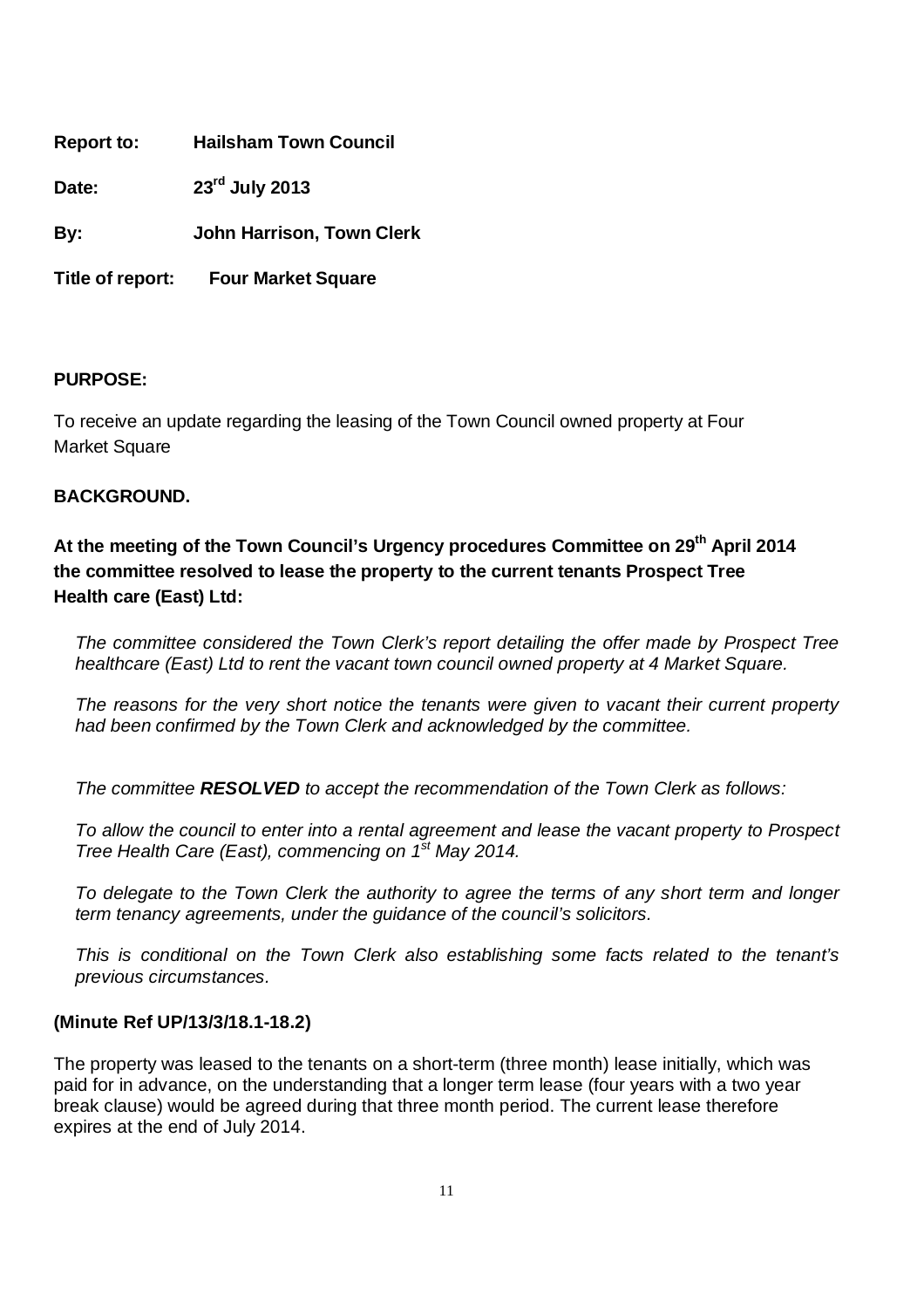**Report to:** **Hailsham Town Council**

**Date:** **23rd July 2013**

**By:** **John Harrison, Town Clerk**

**Title of report:** **Four Market Square**

**PURPOSE:**

To receive an update regarding the leasing of the Town Council owned property at Four Market Square

**BACKGROUND.**

**At the meeting of the Town Council's Urgency procedures Committee on 29th April 2014 the committee resolved to lease the property to the current tenants Prospect Tree Health care (East) Ltd:**

> *The committee considered the Town Clerk's report detailing the offer made by Prospect Tree healthcare (East) Ltd to rent the vacant town council owned property at 4 Market Square.*
>
> *The reasons for the very short notice the tenants were given to vacant their current property had been confirmed by the Town Clerk and acknowledged by the committee.*
>
> *The committee **RESOLVED** to accept the recommendation of the Town Clerk as follows:*
>
> *To allow the council to enter into a rental agreement and lease the vacant property to Prospect Tree Health Care (East), commencing on 1st May 2014.*
>
> *To delegate to the Town Clerk the authority to agree the terms of any short term and longer term tenancy agreements, under the guidance of the council's solicitors.*
>
> *This is conditional on the Town Clerk also establishing some facts related to the tenant's previous circumstances.*

**(Minute Ref UP/13/3/18.1-18.2)**

The property was leased to the tenants on a short-term (three month) lease initially, which was paid for in advance, on the understanding that a longer term lease (four years with a two year break clause) would be agreed during that three month period. The current lease therefore expires at the end of July 2014.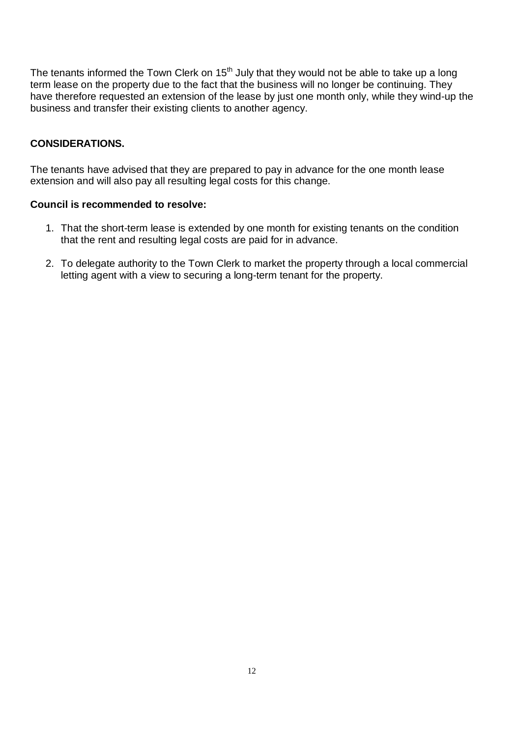The tenants informed the Town Clerk on 15th July that they would not be able to take up a long term lease on the property due to the fact that the business will no longer be continuing. They have therefore requested an extension of the lease by just one month only, while they wind-up the business and transfer their existing clients to another agency.

**CONSIDERATIONS.**

The tenants have advised that they are prepared to pay in advance for the one month lease extension and will also pay all resulting legal costs for this change.

**Council is recommended to resolve:**

1. That the short-term lease is extended by one month for existing tenants on the condition that the rent and resulting legal costs are paid for in advance.

2. To delegate authority to the Town Clerk to market the property through a local commercial letting agent with a view to securing a long-term tenant for the property.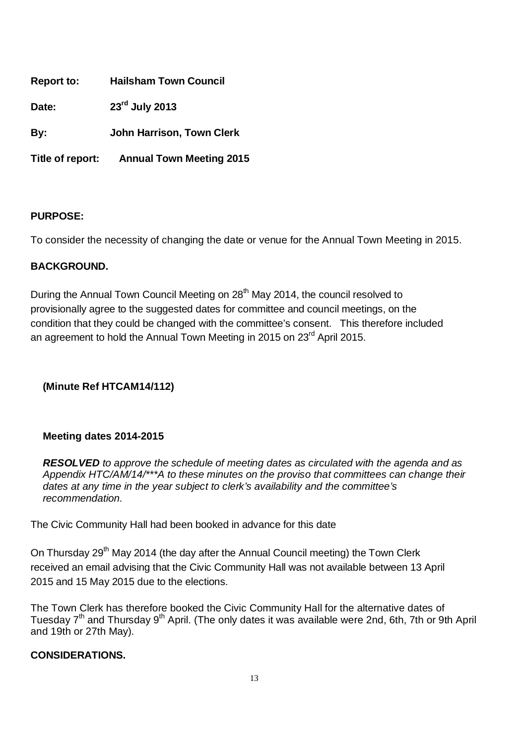**Report to:** **Hailsham Town Council**

**Date:** **23rd July 2013**

**By:** **John Harrison, Town Clerk**

**Title of report:** **Annual Town Meeting 2015**

**PURPOSE:**

To consider the necessity of changing the date or venue for the Annual Town Meeting in 2015.

**BACKGROUND.**

During the Annual Town Council Meeting on 28th May 2014, the council resolved to provisionally agree to the suggested dates for committee and council meetings, on the condition that they could be changed with the committee's consent. This therefore included an agreement to hold the Annual Town Meeting in 2015 on 23rd April 2015.

**(Minute Ref HTCAM14/112)**

**Meeting dates 2014-2015**

***RESOLVED*** *to approve the schedule of meeting dates as circulated with the agenda and as Appendix HTC/AM/14/***A to these minutes on the proviso that committees can change their dates at any time in the year subject to clerk's availability and the committee's recommendation.*

The Civic Community Hall had been booked in advance for this date

On Thursday 29th May 2014 (the day after the Annual Council meeting) the Town Clerk received an email advising that the Civic Community Hall was not available between 13 April 2015 and 15 May 2015 due to the elections.

The Town Clerk has therefore booked the Civic Community Hall for the alternative dates of Tuesday 7th and Thursday 9th April. (The only dates it was available were 2nd, 6th, 7th or 9th April and 19th or 27th May).

**CONSIDERATIONS.**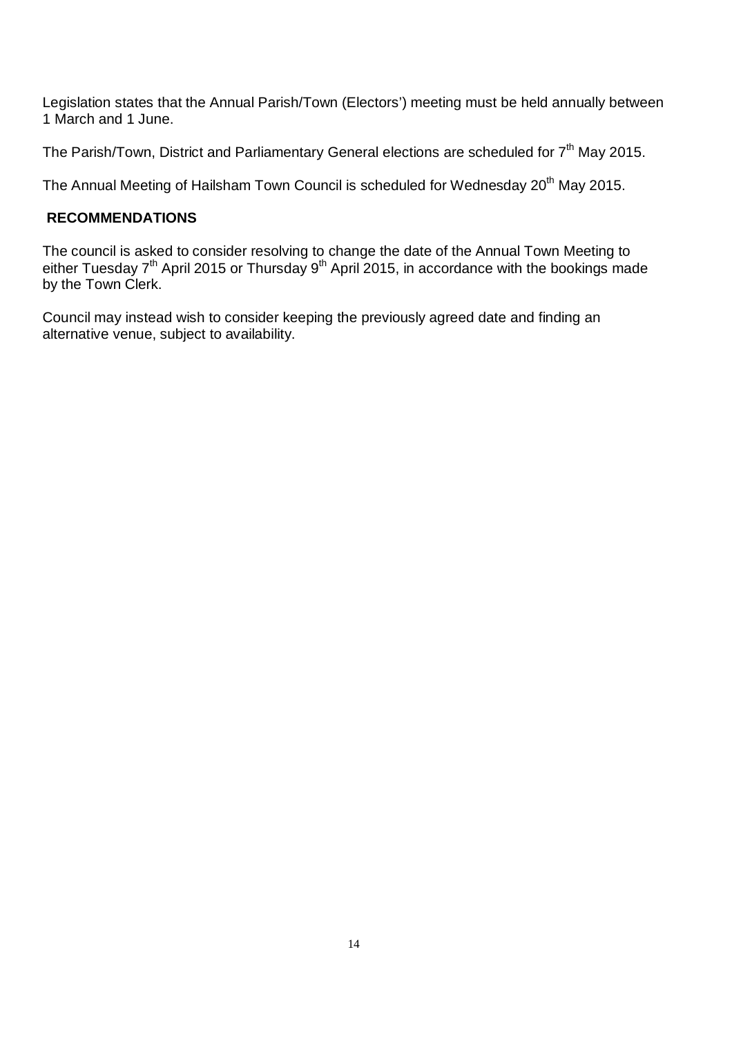Legislation states that the Annual Parish/Town (Electors') meeting must be held annually between 1 March and 1 June.

The Parish/Town, District and Parliamentary General elections are scheduled for 7th May 2015.

The Annual Meeting of Hailsham Town Council is scheduled for Wednesday 20th May 2015.

## RECOMMENDATIONS

The council is asked to consider resolving to change the date of the Annual Town Meeting to either Tuesday 7th April 2015 or Thursday 9th April 2015, in accordance with the bookings made by the Town Clerk.

Council may instead wish to consider keeping the previously agreed date and finding an alternative venue, subject to availability.